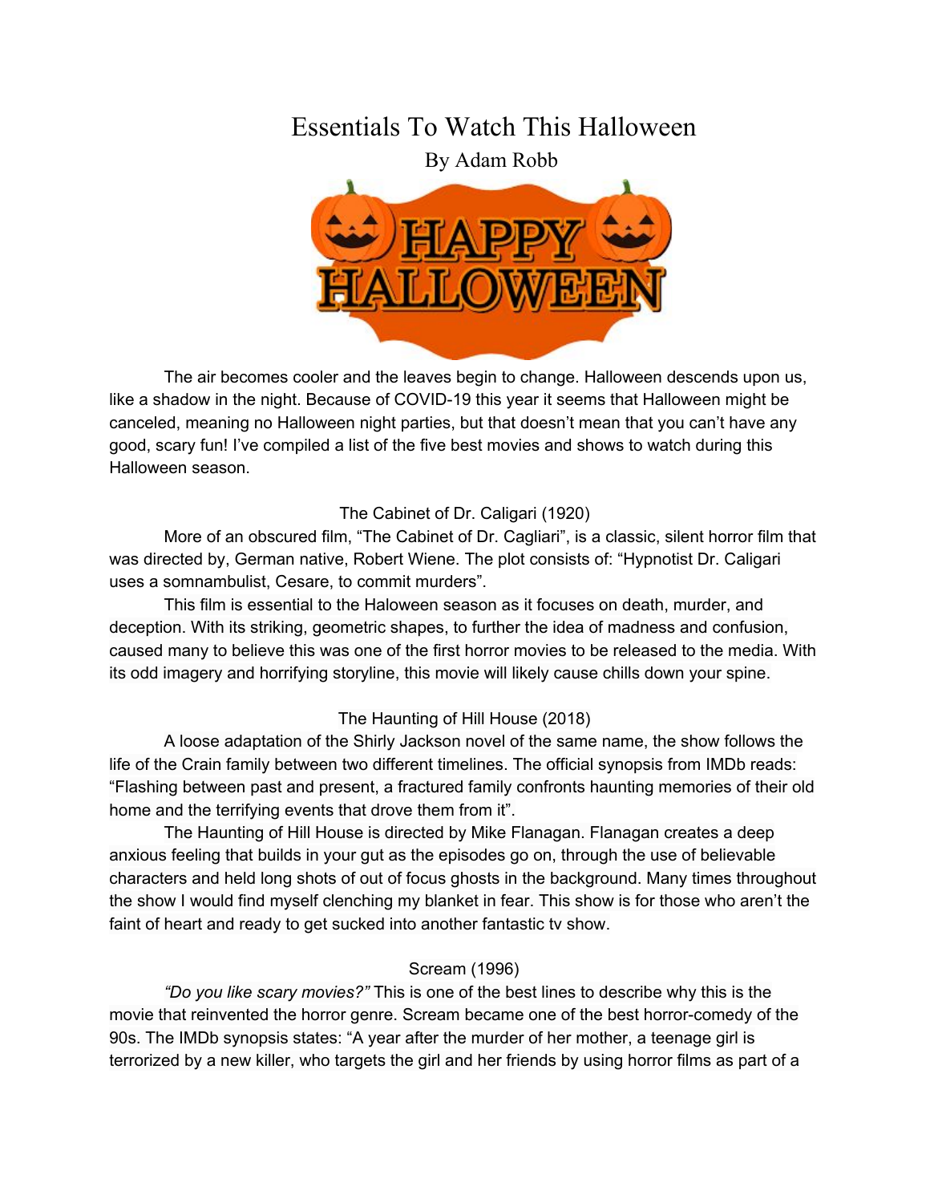# Essentials To Watch This Halloween

By Adam Robb

The air becomes cooler and the leaves begin to change. Halloween descends upon us, like a shadow in the night. Because of COVID-19 this year it seems that Halloween might be canceled, meaning no Halloween night parties, but that doesn't mean that you can't have any good, scary fun! I've compiled a list of the five best movies and shows to watch during this Halloween season.

## The Cabinet of Dr. Caligari (1920)

More of an obscured film, "The Cabinet of Dr. Cagliari", is a classic, silent horror film that was directed by, German native, Robert Wiene. The plot consists of: "Hypnotist Dr. Caligari uses a somnambulist, Cesare, to commit murders".

This film is essential to the Haloween season as it focuses on death, murder, and deception. With its striking, geometric shapes, to further the idea of madness and confusion, caused many to believe this was one of the first horror movies to be released to the media. With its odd imagery and horrifying storyline, this movie will likely cause chills down your spine.

## The Haunting of Hill House (2018)

A loose adaptation of the Shirly Jackson novel of the same name, the show follows the life of the Crain family between two different timelines. The official synopsis from IMDb reads: "Flashing between past and present, a fractured family confronts haunting memories of their old home and the terrifying events that drove them from it".

The Haunting of Hill House is directed by Mike Flanagan. Flanagan creates a deep anxious feeling that builds in your gut as the episodes go on, through the use of believable characters and held long shots of out of focus ghosts in the background. Many times throughout the show I would find myself clenching my blanket in fear. This show is for those who aren't the faint of heart and ready to get sucked into another fantastic tv show.

## Scream (1996)

*"Do you like scary movies?"* This is one of the best lines to describe why this is the movie that reinvented the horror genre. Scream became one of the best horror-comedy of the 90s. The IMDb synopsis states: "A year after the murder of her mother, a teenage girl is terrorized by a new killer, who targets the girl and her friends by using horror films as part of a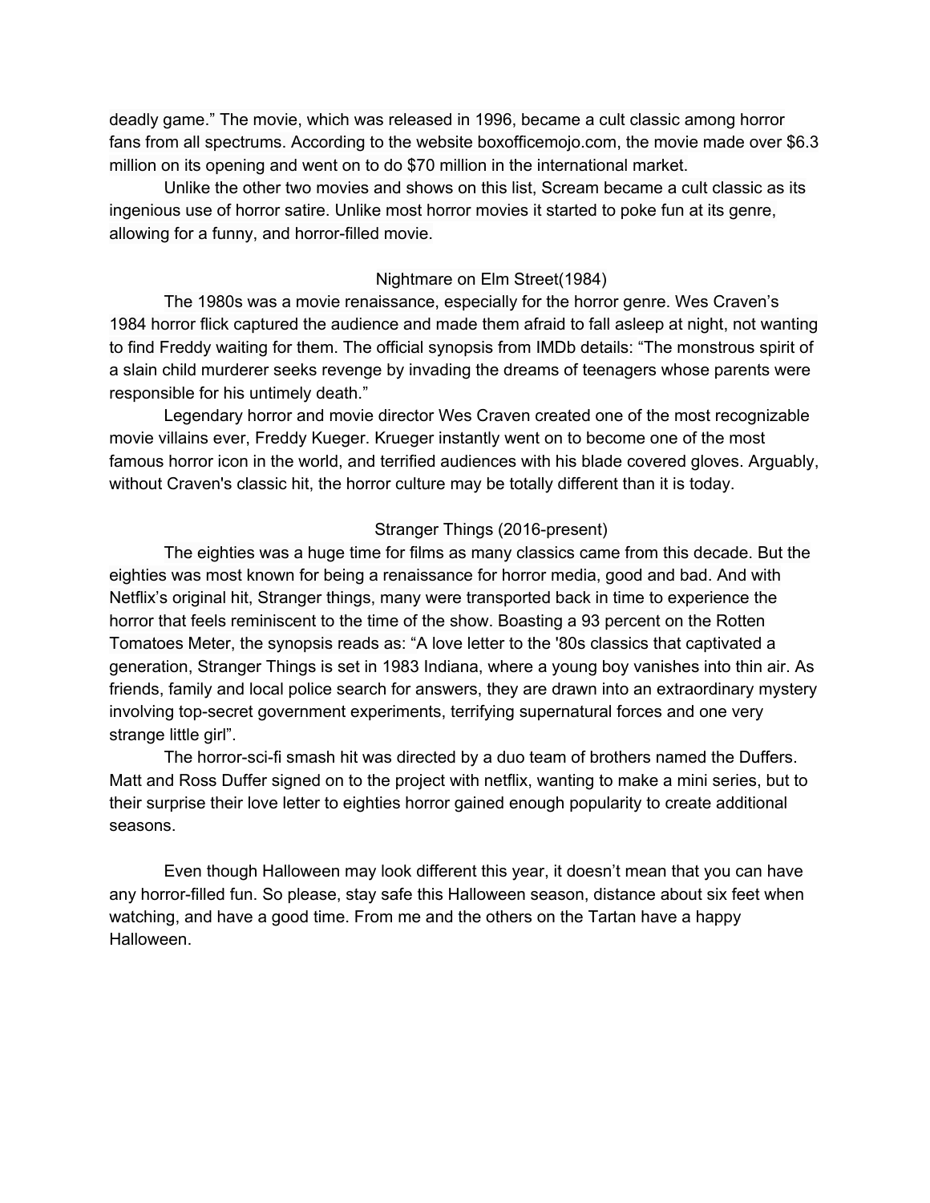deadly game." The movie, which was released in 1996, became a cult classic among horror fans from all spectrums. According to the website boxofficemojo.com, the movie made over $6.3 million on its opening and went on to do $70 million in the international market.

Unlike the other two movies and shows on this list, Scream became a cult classic as its ingenious use of horror satire. Unlike most horror movies it started to poke fun at its genre, allowing for a funny, and horror-filled movie.

## Nightmare on Elm Street(1984)

The 1980s was a movie renaissance, especially for the horror genre. Wes Craven's 1984 horror flick captured the audience and made them afraid to fall asleep at night, not wanting to find Freddy waiting for them. The official synopsis from IMDb details: "The monstrous spirit of a slain child murderer seeks revenge by invading the dreams of teenagers whose parents were responsible for his untimely death."

Legendary horror and movie director Wes Craven created one of the most recognizable movie villains ever, Freddy Kueger. Krueger instantly went on to become one of the most famous horror icon in the world, and terrified audiences with his blade covered gloves. Arguably, without Craven's classic hit, the horror culture may be totally different than it is today.

## Stranger Things (2016-present)

The eighties was a huge time for films as many classics came from this decade. But the eighties was most known for being a renaissance for horror media, good and bad. And with Netflix's original hit, Stranger things, many were transported back in time to experience the horror that feels reminiscent to the time of the show. Boasting a 93 percent on the Rotten Tomatoes Meter, the synopsis reads as: "A love letter to the '80s classics that captivated a generation, Stranger Things is set in 1983 Indiana, where a young boy vanishes into thin air. As friends, family and local police search for answers, they are drawn into an extraordinary mystery involving top-secret government experiments, terrifying supernatural forces and one very strange little girl".

The horror-sci-fi smash hit was directed by a duo team of brothers named the Duffers. Matt and Ross Duffer signed on to the project with netflix, wanting to make a mini series, but to their surprise their love letter to eighties horror gained enough popularity to create additional seasons.

Even though Halloween may look different this year, it doesn't mean that you can have any horror-filled fun. So please, stay safe this Halloween season, distance about six feet when watching, and have a good time. From me and the others on the Tartan have a happy Halloween.